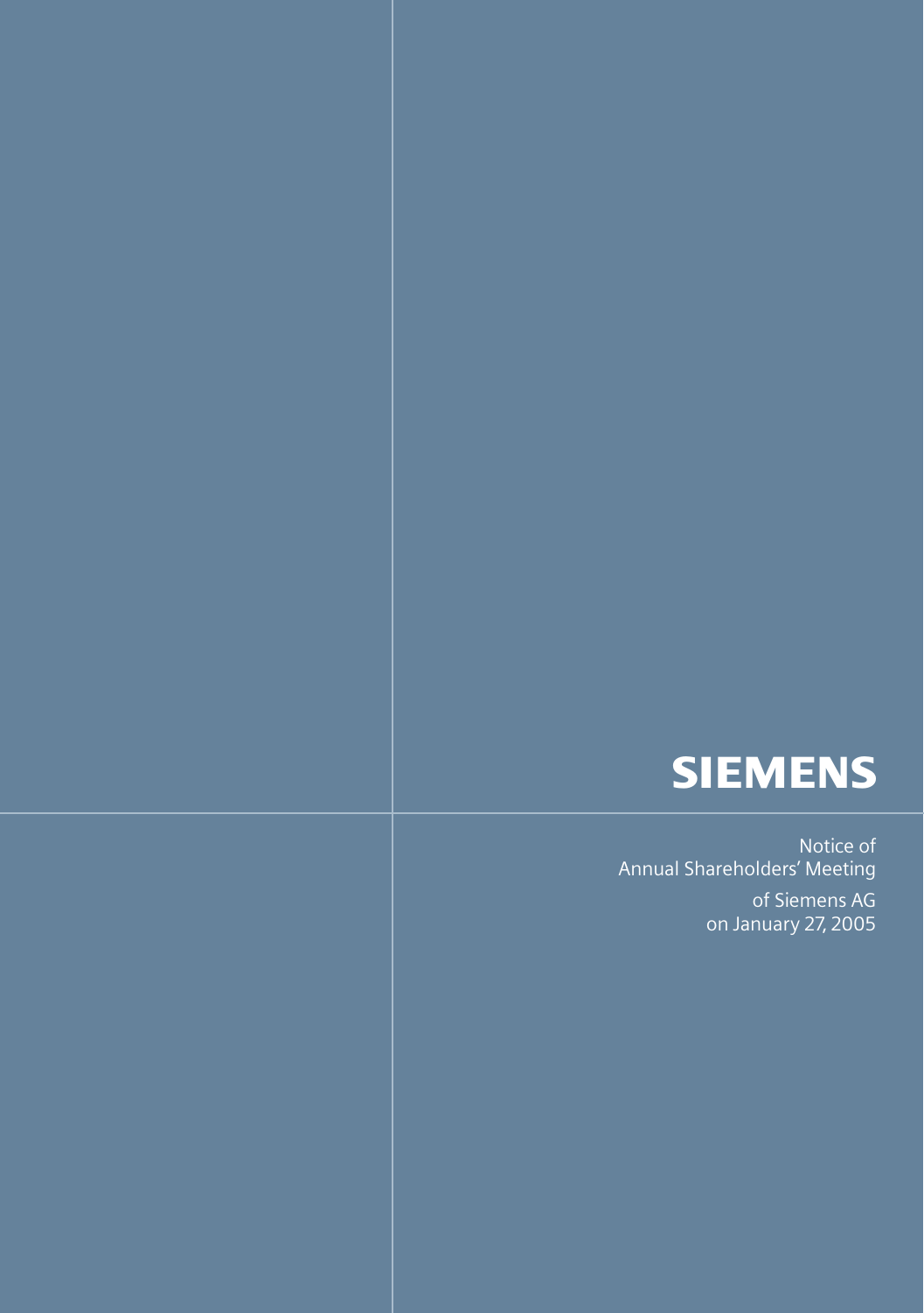# SIEMENS

Notice of
Annual Shareholders' Meeting

of Siemens AG
on January 27, 2005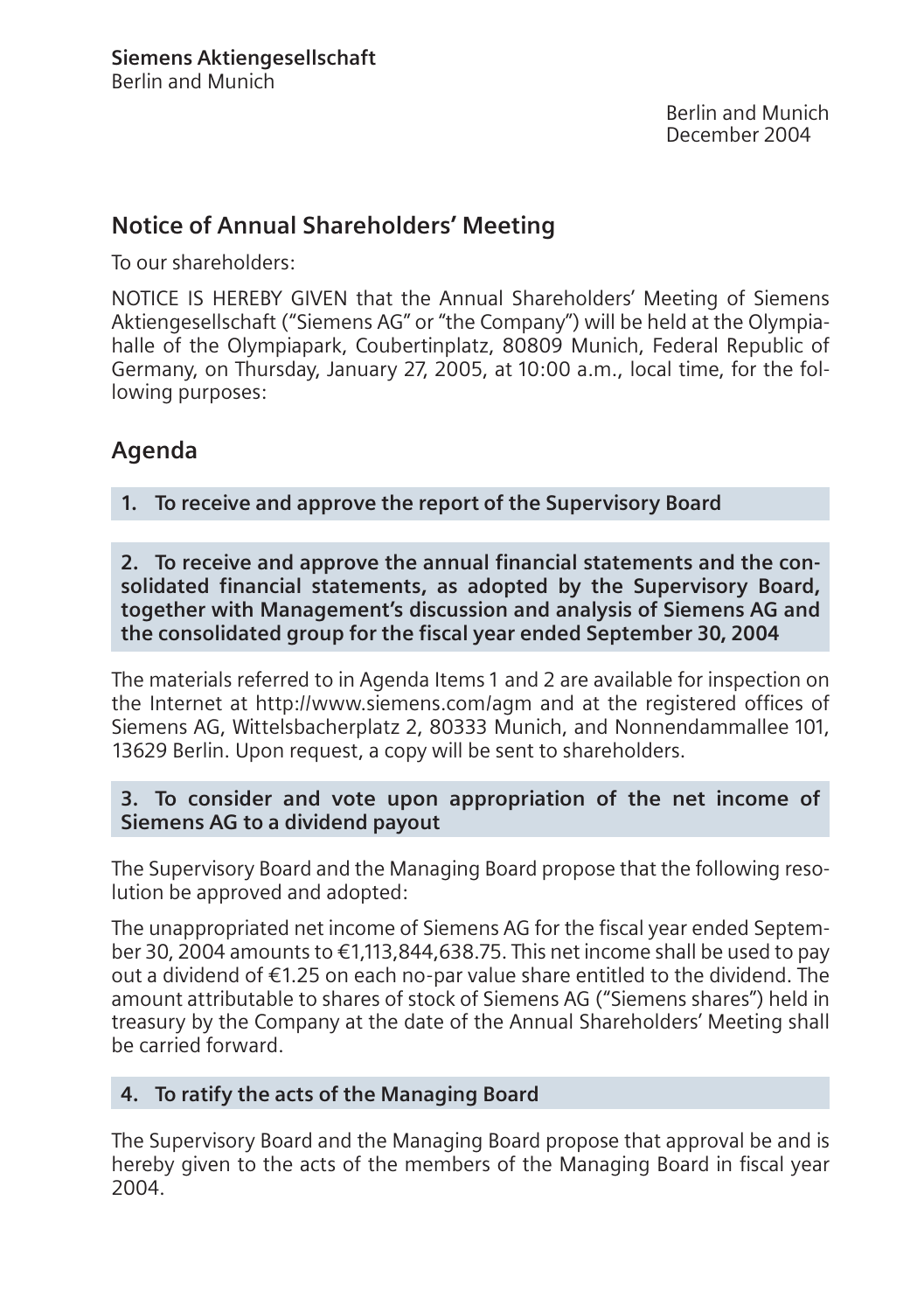**Siemens Aktiengesellschaft**
Berlin and Munich

Berlin and Munich
December 2004

## Notice of Annual Shareholders' Meeting

To our shareholders:

NOTICE IS HEREBY GIVEN that the Annual Shareholders' Meeting of Siemens Aktiengesellschaft ("Siemens AG" or "the Company") will be held at the Olympiahalle of the Olympiapark, Coubertinplatz, 80809 Munich, Federal Republic of Germany, on Thursday, January 27, 2005, at 10:00 a.m., local time, for the following purposes:

## Agenda

### 1. To receive and approve the report of the Supervisory Board

### 2. To receive and approve the annual financial statements and the consolidated financial statements, as adopted by the Supervisory Board, together with Management's discussion and analysis of Siemens AG and the consolidated group for the fiscal year ended September 30, 2004

The materials referred to in Agenda Items 1 and 2 are available for inspection on the Internet at http://www.siemens.com/agm and at the registered offices of Siemens AG, Wittelsbacherplatz 2, 80333 Munich, and Nonnendammallee 101, 13629 Berlin. Upon request, a copy will be sent to shareholders.

### 3. To consider and vote upon appropriation of the net income of Siemens AG to a dividend payout

The Supervisory Board and the Managing Board propose that the following resolution be approved and adopted:

The unappropriated net income of Siemens AG for the fiscal year ended September 30, 2004 amounts to €1,113,844,638.75. This net income shall be used to pay out a dividend of €1.25 on each no-par value share entitled to the dividend. The amount attributable to shares of stock of Siemens AG ("Siemens shares") held in treasury by the Company at the date of the Annual Shareholders' Meeting shall be carried forward.

### 4. To ratify the acts of the Managing Board

The Supervisory Board and the Managing Board propose that approval be and is hereby given to the acts of the members of the Managing Board in fiscal year 2004.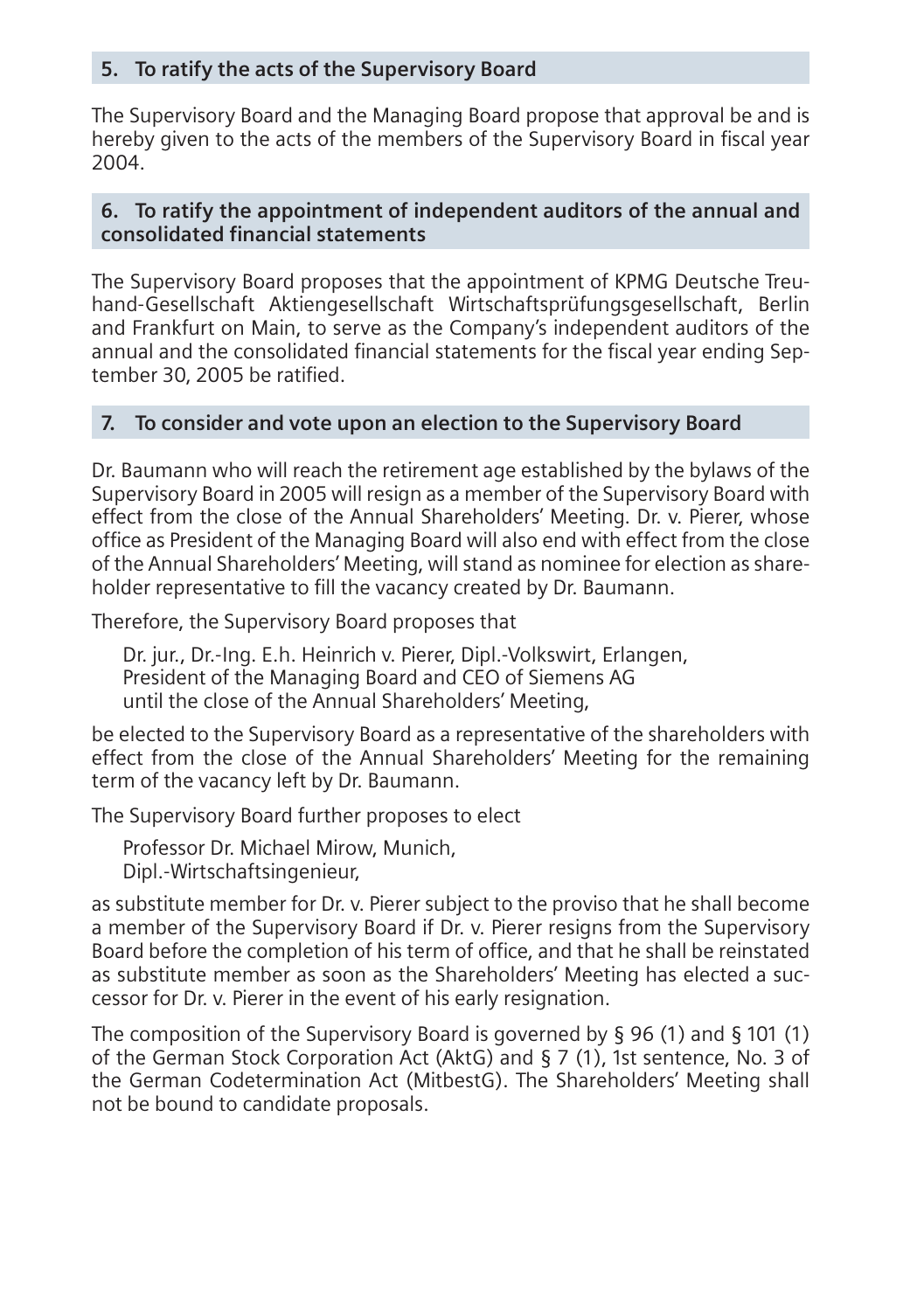### 5. To ratify the acts of the Supervisory Board

The Supervisory Board and the Managing Board propose that approval be and is hereby given to the acts of the members of the Supervisory Board in fiscal year 2004.

### 6. To ratify the appointment of independent auditors of the annual and consolidated financial statements

The Supervisory Board proposes that the appointment of KPMG Deutsche Treuhand-Gesellschaft Aktiengesellschaft Wirtschaftsprüfungsgesellschaft, Berlin and Frankfurt on Main, to serve as the Company's independent auditors of the annual and the consolidated financial statements for the fiscal year ending September 30, 2005 be ratified.

### 7. To consider and vote upon an election to the Supervisory Board

Dr. Baumann who will reach the retirement age established by the bylaws of the Supervisory Board in 2005 will resign as a member of the Supervisory Board with effect from the close of the Annual Shareholders' Meeting. Dr. v. Pierer, whose office as President of the Managing Board will also end with effect from the close of the Annual Shareholders' Meeting, will stand as nominee for election as shareholder representative to fill the vacancy created by Dr. Baumann.

Therefore, the Supervisory Board proposes that

> Dr. jur., Dr.-Ing. E.h. Heinrich v. Pierer, Dipl.-Volkswirt, Erlangen,
> President of the Managing Board and CEO of Siemens AG
> until the close of the Annual Shareholders' Meeting,

be elected to the Supervisory Board as a representative of the shareholders with effect from the close of the Annual Shareholders' Meeting for the remaining term of the vacancy left by Dr. Baumann.

The Supervisory Board further proposes to elect

> Professor Dr. Michael Mirow, Munich,
> Dipl.-Wirtschaftsingenieur,

as substitute member for Dr. v. Pierer subject to the proviso that he shall become a member of the Supervisory Board if Dr. v. Pierer resigns from the Supervisory Board before the completion of his term of office, and that he shall be reinstated as substitute member as soon as the Shareholders' Meeting has elected a successor for Dr. v. Pierer in the event of his early resignation.

The composition of the Supervisory Board is governed by § 96 (1) and § 101 (1) of the German Stock Corporation Act (AktG) and § 7 (1), 1st sentence, No. 3 of the German Codetermination Act (MitbestG). The Shareholders' Meeting shall not be bound to candidate proposals.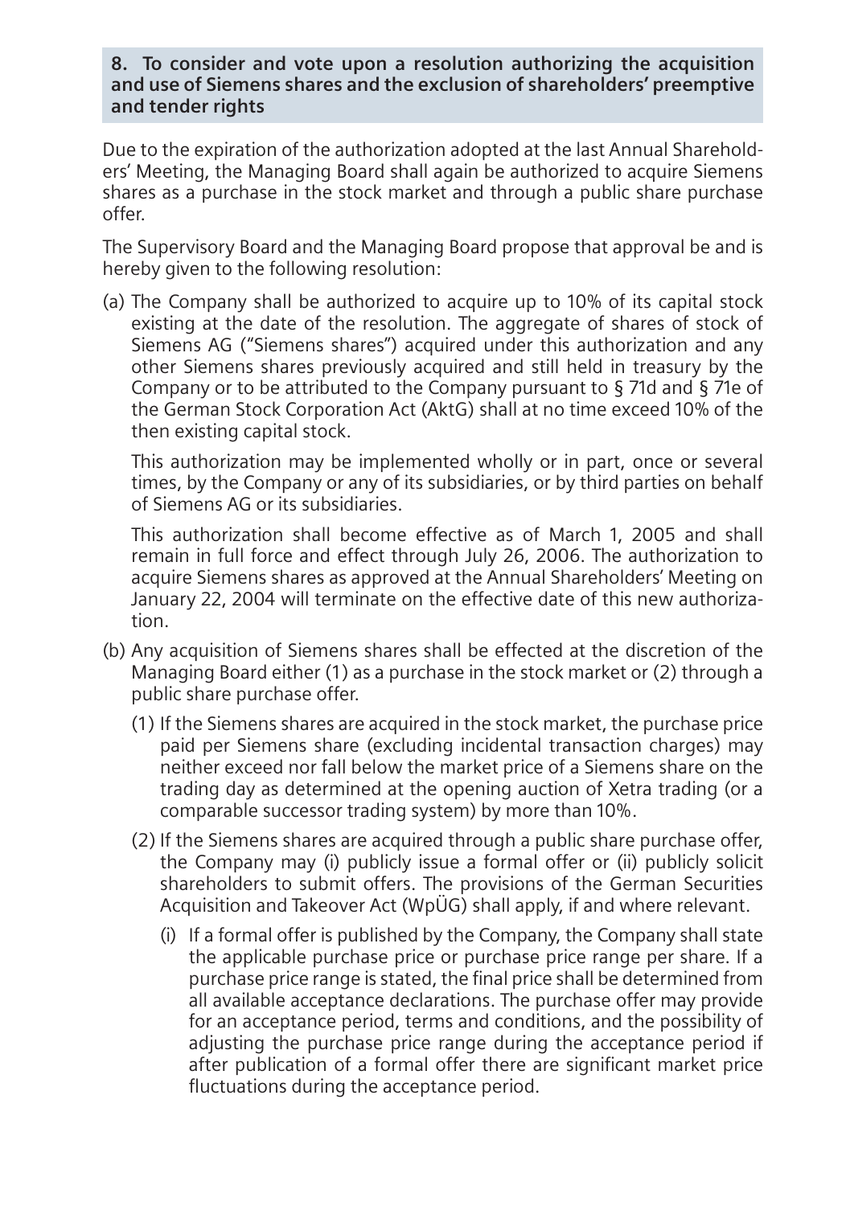### 8. To consider and vote upon a resolution authorizing the acquisition and use of Siemens shares and the exclusion of shareholders' preemptive and tender rights

Due to the expiration of the authorization adopted at the last Annual Shareholders' Meeting, the Managing Board shall again be authorized to acquire Siemens shares as a purchase in the stock market and through a public share purchase offer.

The Supervisory Board and the Managing Board propose that approval be and is hereby given to the following resolution:

(a) The Company shall be authorized to acquire up to 10% of its capital stock existing at the date of the resolution. The aggregate of shares of stock of Siemens AG ("Siemens shares") acquired under this authorization and any other Siemens shares previously acquired and still held in treasury by the Company or to be attributed to the Company pursuant to § 71d and § 71e of the German Stock Corporation Act (AktG) shall at no time exceed 10% of the then existing capital stock.

This authorization may be implemented wholly or in part, once or several times, by the Company or any of its subsidiaries, or by third parties on behalf of Siemens AG or its subsidiaries.

This authorization shall become effective as of March 1, 2005 and shall remain in full force and effect through July 26, 2006. The authorization to acquire Siemens shares as approved at the Annual Shareholders' Meeting on January 22, 2004 will terminate on the effective date of this new authorization.

(b) Any acquisition of Siemens shares shall be effected at the discretion of the Managing Board either (1) as a purchase in the stock market or (2) through a public share purchase offer.

(1) If the Siemens shares are acquired in the stock market, the purchase price paid per Siemens share (excluding incidental transaction charges) may neither exceed nor fall below the market price of a Siemens share on the trading day as determined at the opening auction of Xetra trading (or a comparable successor trading system) by more than 10%.

(2) If the Siemens shares are acquired through a public share purchase offer, the Company may (i) publicly issue a formal offer or (ii) publicly solicit shareholders to submit offers. The provisions of the German Securities Acquisition and Takeover Act (WpÜG) shall apply, if and where relevant.

(i) If a formal offer is published by the Company, the Company shall state the applicable purchase price or purchase price range per share. If a purchase price range is stated, the final price shall be determined from all available acceptance declarations. The purchase offer may provide for an acceptance period, terms and conditions, and the possibility of adjusting the purchase price range during the acceptance period if after publication of a formal offer there are significant market price fluctuations during the acceptance period.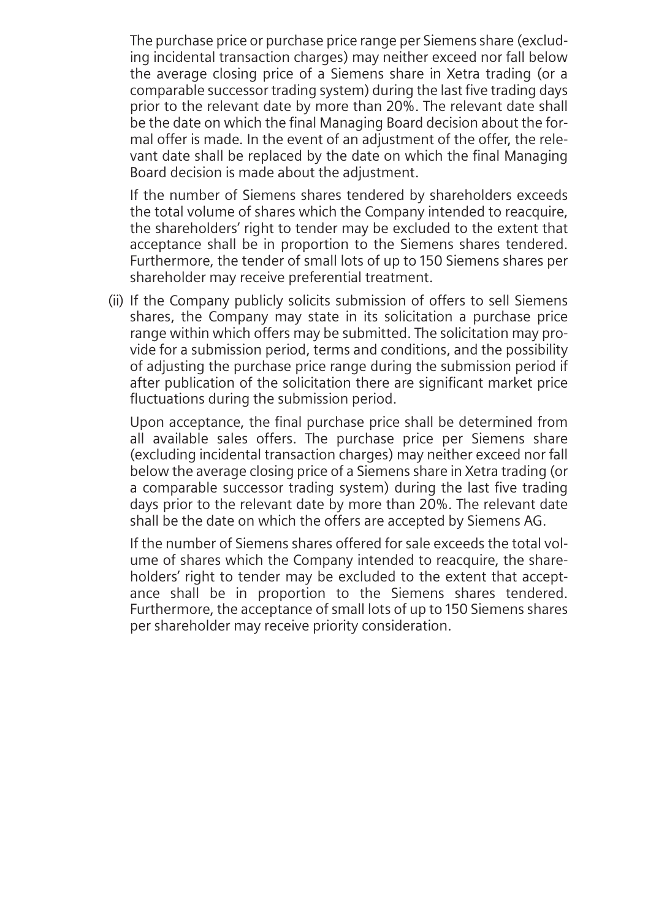The purchase price or purchase price range per Siemens share (excluding incidental transaction charges) may neither exceed nor fall below the average closing price of a Siemens share in Xetra trading (or a comparable successor trading system) during the last five trading days prior to the relevant date by more than 20%. The relevant date shall be the date on which the final Managing Board decision about the formal offer is made. In the event of an adjustment of the offer, the relevant date shall be replaced by the date on which the final Managing Board decision is made about the adjustment.

If the number of Siemens shares tendered by shareholders exceeds the total volume of shares which the Company intended to reacquire, the shareholders' right to tender may be excluded to the extent that acceptance shall be in proportion to the Siemens shares tendered. Furthermore, the tender of small lots of up to 150 Siemens shares per shareholder may receive preferential treatment.

(ii) If the Company publicly solicits submission of offers to sell Siemens shares, the Company may state in its solicitation a purchase price range within which offers may be submitted. The solicitation may provide for a submission period, terms and conditions, and the possibility of adjusting the purchase price range during the submission period if after publication of the solicitation there are significant market price fluctuations during the submission period.

Upon acceptance, the final purchase price shall be determined from all available sales offers. The purchase price per Siemens share (excluding incidental transaction charges) may neither exceed nor fall below the average closing price of a Siemens share in Xetra trading (or a comparable successor trading system) during the last five trading days prior to the relevant date by more than 20%. The relevant date shall be the date on which the offers are accepted by Siemens AG.

If the number of Siemens shares offered for sale exceeds the total volume of shares which the Company intended to reacquire, the shareholders' right to tender may be excluded to the extent that acceptance shall be in proportion to the Siemens shares tendered. Furthermore, the acceptance of small lots of up to 150 Siemens shares per shareholder may receive priority consideration.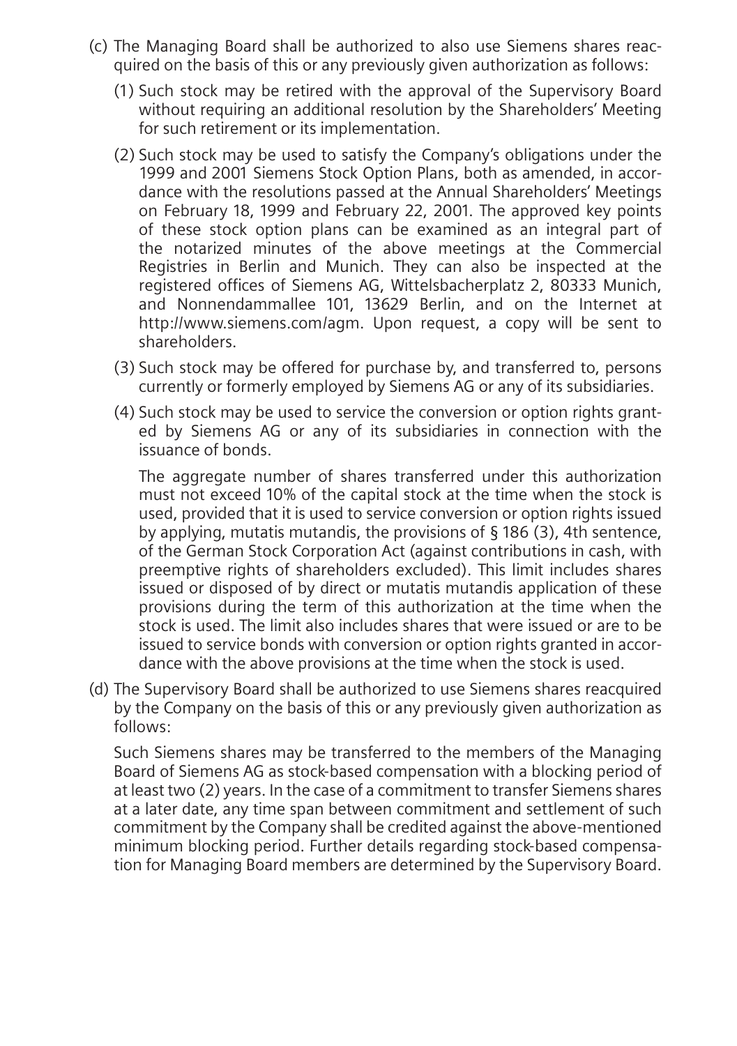(c) The Managing Board shall be authorized to also use Siemens shares reacquired on the basis of this or any previously given authorization as follows:

  (1) Such stock may be retired with the approval of the Supervisory Board without requiring an additional resolution by the Shareholders' Meeting for such retirement or its implementation.

  (2) Such stock may be used to satisfy the Company's obligations under the 1999 and 2001 Siemens Stock Option Plans, both as amended, in accordance with the resolutions passed at the Annual Shareholders' Meetings on February 18, 1999 and February 22, 2001. The approved key points of these stock option plans can be examined as an integral part of the notarized minutes of the above meetings at the Commercial Registries in Berlin and Munich. They can also be inspected at the registered offices of Siemens AG, Wittelsbacherplatz 2, 80333 Munich, and Nonnendammallee 101, 13629 Berlin, and on the Internet at http://www.siemens.com/agm. Upon request, a copy will be sent to shareholders.

  (3) Such stock may be offered for purchase by, and transferred to, persons currently or formerly employed by Siemens AG or any of its subsidiaries.

  (4) Such stock may be used to service the conversion or option rights granted by Siemens AG or any of its subsidiaries in connection with the issuance of bonds.

  The aggregate number of shares transferred under this authorization must not exceed 10% of the capital stock at the time when the stock is used, provided that it is used to service conversion or option rights issued by applying, mutatis mutandis, the provisions of § 186 (3), 4th sentence, of the German Stock Corporation Act (against contributions in cash, with preemptive rights of shareholders excluded). This limit includes shares issued or disposed of by direct or mutatis mutandis application of these provisions during the term of this authorization at the time when the stock is used. The limit also includes shares that were issued or are to be issued to service bonds with conversion or option rights granted in accordance with the above provisions at the time when the stock is used.

(d) The Supervisory Board shall be authorized to use Siemens shares reacquired by the Company on the basis of this or any previously given authorization as follows:

  Such Siemens shares may be transferred to the members of the Managing Board of Siemens AG as stock-based compensation with a blocking period of at least two (2) years. In the case of a commitment to transfer Siemens shares at a later date, any time span between commitment and settlement of such commitment by the Company shall be credited against the above-mentioned minimum blocking period. Further details regarding stock-based compensation for Managing Board members are determined by the Supervisory Board.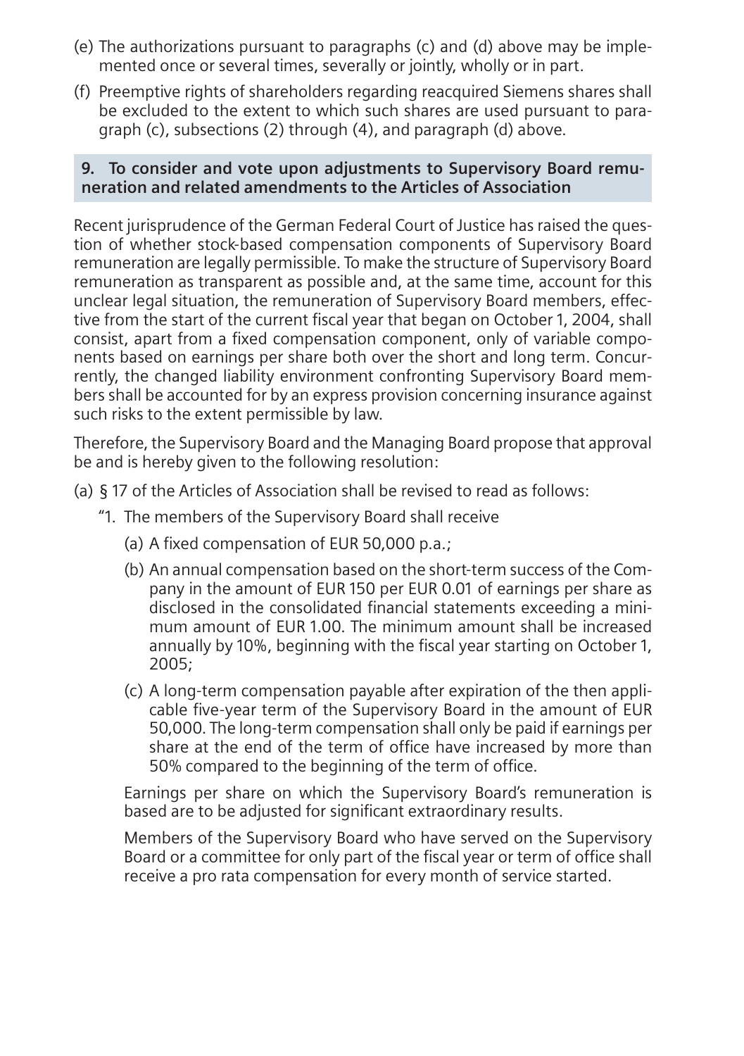(e) The authorizations pursuant to paragraphs (c) and (d) above may be implemented once or several times, severally or jointly, wholly or in part.

(f) Preemptive rights of shareholders regarding reacquired Siemens shares shall be excluded to the extent to which such shares are used pursuant to paragraph (c), subsections (2) through (4), and paragraph (d) above.

## 9. To consider and vote upon adjustments to Supervisory Board remuneration and related amendments to the Articles of Association

Recent jurisprudence of the German Federal Court of Justice has raised the question of whether stock-based compensation components of Supervisory Board remuneration are legally permissible. To make the structure of Supervisory Board remuneration as transparent as possible and, at the same time, account for this unclear legal situation, the remuneration of Supervisory Board members, effective from the start of the current fiscal year that began on October 1, 2004, shall consist, apart from a fixed compensation component, only of variable components based on earnings per share both over the short and long term. Concurrently, the changed liability environment confronting Supervisory Board members shall be accounted for by an express provision concerning insurance against such risks to the extent permissible by law.

Therefore, the Supervisory Board and the Managing Board propose that approval be and is hereby given to the following resolution:

(a) § 17 of the Articles of Association shall be revised to read as follows:

"1. The members of the Supervisory Board shall receive

(a) A fixed compensation of EUR 50,000 p.a.;

(b) An annual compensation based on the short-term success of the Company in the amount of EUR 150 per EUR 0.01 of earnings per share as disclosed in the consolidated financial statements exceeding a minimum amount of EUR 1.00. The minimum amount shall be increased annually by 10%, beginning with the fiscal year starting on October 1, 2005;

(c) A long-term compensation payable after expiration of the then applicable five-year term of the Supervisory Board in the amount of EUR 50,000. The long-term compensation shall only be paid if earnings per share at the end of the term of office have increased by more than 50% compared to the beginning of the term of office.

Earnings per share on which the Supervisory Board's remuneration is based are to be adjusted for significant extraordinary results.

Members of the Supervisory Board who have served on the Supervisory Board or a committee for only part of the fiscal year or term of office shall receive a pro rata compensation for every month of service started.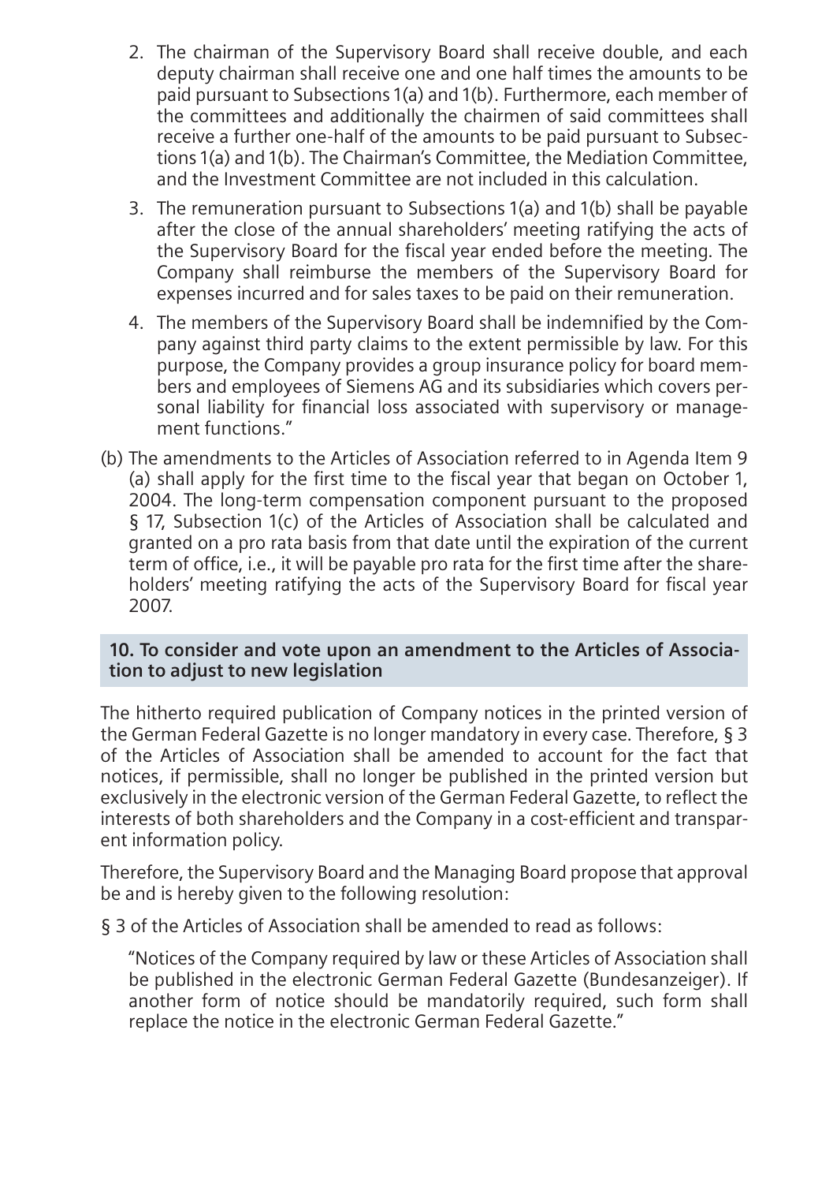2. The chairman of the Supervisory Board shall receive double, and each deputy chairman shall receive one and one half times the amounts to be paid pursuant to Subsections 1(a) and 1(b). Furthermore, each member of the committees and additionally the chairmen of said committees shall receive a further one-half of the amounts to be paid pursuant to Subsections 1(a) and 1(b). The Chairman's Committee, the Mediation Committee, and the Investment Committee are not included in this calculation.

3. The remuneration pursuant to Subsections 1(a) and 1(b) shall be payable after the close of the annual shareholders' meeting ratifying the acts of the Supervisory Board for the fiscal year ended before the meeting. The Company shall reimburse the members of the Supervisory Board for expenses incurred and for sales taxes to be paid on their remuneration.

4. The members of the Supervisory Board shall be indemnified by the Company against third party claims to the extent permissible by law. For this purpose, the Company provides a group insurance policy for board members and employees of Siemens AG and its subsidiaries which covers personal liability for financial loss associated with supervisory or management functions."

(b) The amendments to the Articles of Association referred to in Agenda Item 9 (a) shall apply for the first time to the fiscal year that began on October 1, 2004. The long-term compensation component pursuant to the proposed § 17, Subsection 1(c) of the Articles of Association shall be calculated and granted on a pro rata basis from that date until the expiration of the current term of office, i.e., it will be payable pro rata for the first time after the shareholders' meeting ratifying the acts of the Supervisory Board for fiscal year 2007.

### 10. To consider and vote upon an amendment to the Articles of Association to adjust to new legislation

The hitherto required publication of Company notices in the printed version of the German Federal Gazette is no longer mandatory in every case. Therefore, § 3 of the Articles of Association shall be amended to account for the fact that notices, if permissible, shall no longer be published in the printed version but exclusively in the electronic version of the German Federal Gazette, to reflect the interests of both shareholders and the Company in a cost-efficient and transparent information policy.

Therefore, the Supervisory Board and the Managing Board propose that approval be and is hereby given to the following resolution:

§ 3 of the Articles of Association shall be amended to read as follows:

"Notices of the Company required by law or these Articles of Association shall be published in the electronic German Federal Gazette (Bundesanzeiger). If another form of notice should be mandatorily required, such form shall replace the notice in the electronic German Federal Gazette."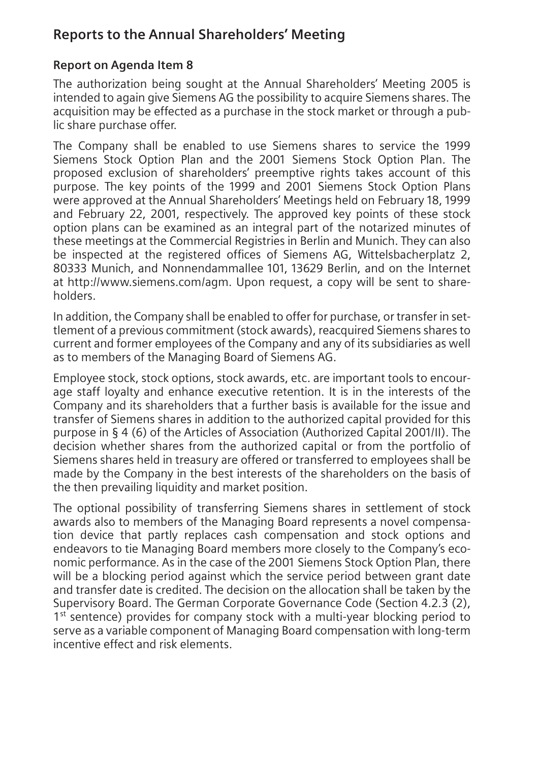## Reports to the Annual Shareholders' Meeting

### Report on Agenda Item 8

The authorization being sought at the Annual Shareholders' Meeting 2005 is intended to again give Siemens AG the possibility to acquire Siemens shares. The acquisition may be effected as a purchase in the stock market or through a public share purchase offer.

The Company shall be enabled to use Siemens shares to service the 1999 Siemens Stock Option Plan and the 2001 Siemens Stock Option Plan. The proposed exclusion of shareholders' preemptive rights takes account of this purpose. The key points of the 1999 and 2001 Siemens Stock Option Plans were approved at the Annual Shareholders' Meetings held on February 18, 1999 and February 22, 2001, respectively. The approved key points of these stock option plans can be examined as an integral part of the notarized minutes of these meetings at the Commercial Registries in Berlin and Munich. They can also be inspected at the registered offices of Siemens AG, Wittelsbacherplatz 2, 80333 Munich, and Nonnendammallee 101, 13629 Berlin, and on the Internet at http://www.siemens.com/agm. Upon request, a copy will be sent to shareholders.

In addition, the Company shall be enabled to offer for purchase, or transfer in settlement of a previous commitment (stock awards), reacquired Siemens shares to current and former employees of the Company and any of its subsidiaries as well as to members of the Managing Board of Siemens AG.

Employee stock, stock options, stock awards, etc. are important tools to encourage staff loyalty and enhance executive retention. It is in the interests of the Company and its shareholders that a further basis is available for the issue and transfer of Siemens shares in addition to the authorized capital provided for this purpose in § 4 (6) of the Articles of Association (Authorized Capital 2001/II). The decision whether shares from the authorized capital or from the portfolio of Siemens shares held in treasury are offered or transferred to employees shall be made by the Company in the best interests of the shareholders on the basis of the then prevailing liquidity and market position.

The optional possibility of transferring Siemens shares in settlement of stock awards also to members of the Managing Board represents a novel compensation device that partly replaces cash compensation and stock options and endeavors to tie Managing Board members more closely to the Company's economic performance. As in the case of the 2001 Siemens Stock Option Plan, there will be a blocking period against which the service period between grant date and transfer date is credited. The decision on the allocation shall be taken by the Supervisory Board. The German Corporate Governance Code (Section 4.2.3 (2), 1st sentence) provides for company stock with a multi-year blocking period to serve as a variable component of Managing Board compensation with long-term incentive effect and risk elements.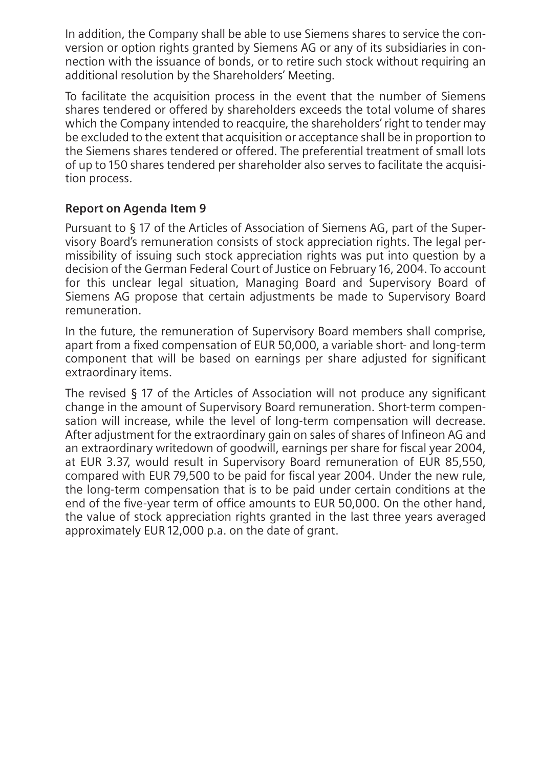In addition, the Company shall be able to use Siemens shares to service the conversion or option rights granted by Siemens AG or any of its subsidiaries in connection with the issuance of bonds, or to retire such stock without requiring an additional resolution by the Shareholders' Meeting.

To facilitate the acquisition process in the event that the number of Siemens shares tendered or offered by shareholders exceeds the total volume of shares which the Company intended to reacquire, the shareholders' right to tender may be excluded to the extent that acquisition or acceptance shall be in proportion to the Siemens shares tendered or offered. The preferential treatment of small lots of up to 150 shares tendered per shareholder also serves to facilitate the acquisition process.

## Report on Agenda Item 9

Pursuant to § 17 of the Articles of Association of Siemens AG, part of the Supervisory Board's remuneration consists of stock appreciation rights. The legal permissibility of issuing such stock appreciation rights was put into question by a decision of the German Federal Court of Justice on February 16, 2004. To account for this unclear legal situation, Managing Board and Supervisory Board of Siemens AG propose that certain adjustments be made to Supervisory Board remuneration.

In the future, the remuneration of Supervisory Board members shall comprise, apart from a fixed compensation of EUR 50,000, a variable short- and long-term component that will be based on earnings per share adjusted for significant extraordinary items.

The revised § 17 of the Articles of Association will not produce any significant change in the amount of Supervisory Board remuneration. Short-term compensation will increase, while the level of long-term compensation will decrease. After adjustment for the extraordinary gain on sales of shares of Infineon AG and an extraordinary writedown of goodwill, earnings per share for fiscal year 2004, at EUR 3.37, would result in Supervisory Board remuneration of EUR 85,550, compared with EUR 79,500 to be paid for fiscal year 2004. Under the new rule, the long-term compensation that is to be paid under certain conditions at the end of the five-year term of office amounts to EUR 50,000. On the other hand, the value of stock appreciation rights granted in the last three years averaged approximately EUR 12,000 p.a. on the date of grant.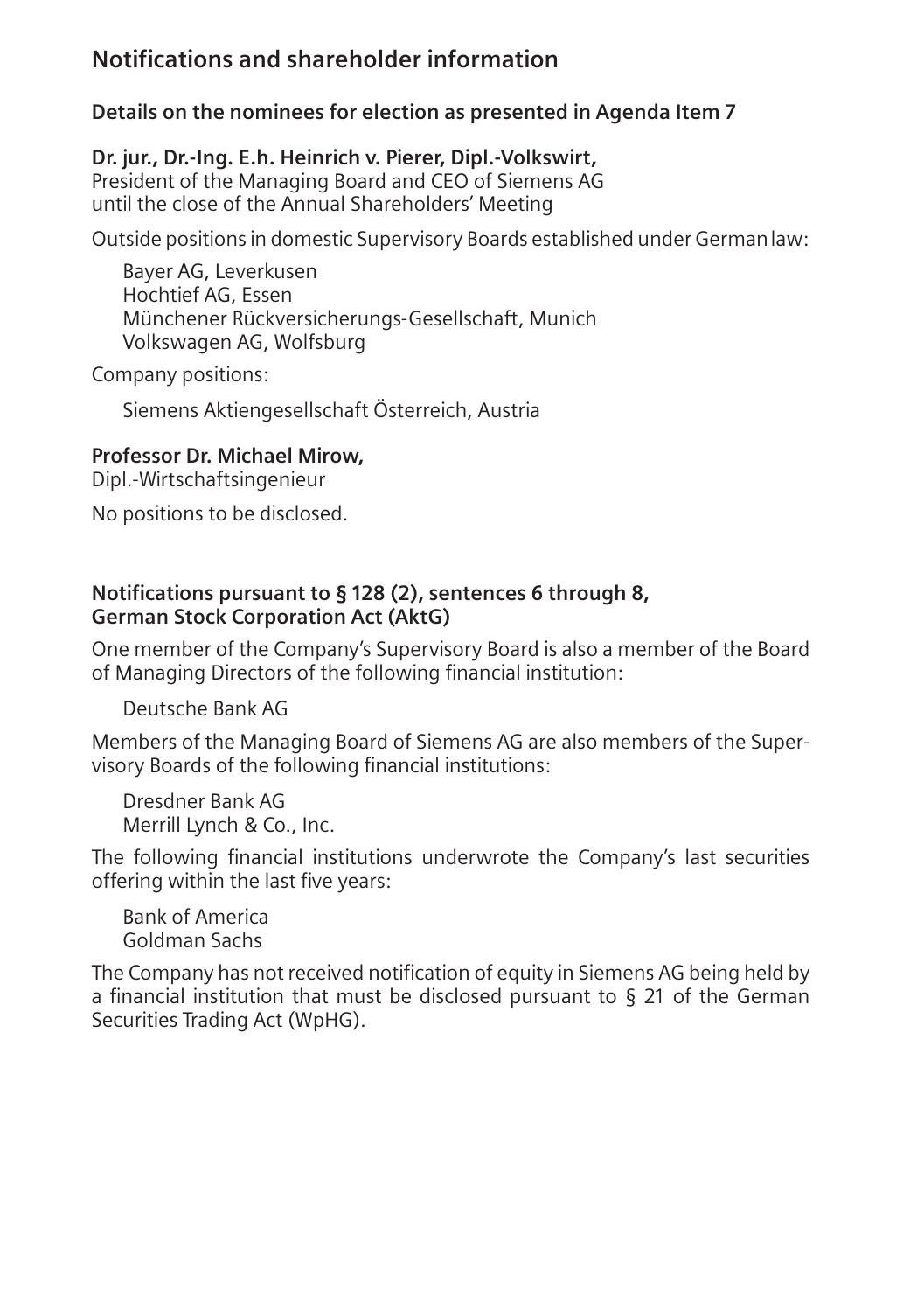## Notifications and shareholder information

### Details on the nominees for election as presented in Agenda Item 7

**Dr. jur., Dr.-Ing. E.h. Heinrich v. Pierer, Dipl.-Volkswirt,**
President of the Managing Board and CEO of Siemens AG until the close of the Annual Shareholders' Meeting

Outside positions in domestic Supervisory Boards established under German law:

- Bayer AG, Leverkusen
- Hochtief AG, Essen
- Münchener Rückversicherungs-Gesellschaft, Munich
- Volkswagen AG, Wolfsburg

Company positions:

- Siemens Aktiengesellschaft Österreich, Austria

**Professor Dr. Michael Mirow,**
Dipl.-Wirtschaftsingenieur

No positions to be disclosed.

### Notifications pursuant to § 128 (2), sentences 6 through 8, German Stock Corporation Act (AktG)

One member of the Company's Supervisory Board is also a member of the Board of Managing Directors of the following financial institution:

- Deutsche Bank AG

Members of the Managing Board of Siemens AG are also members of the Supervisory Boards of the following financial institutions:

- Dresdner Bank AG
- Merrill Lynch & Co., Inc.

The following financial institutions underwrote the Company's last securities offering within the last five years:

- Bank of America
- Goldman Sachs

The Company has not received notification of equity in Siemens AG being held by a financial institution that must be disclosed pursuant to § 21 of the German Securities Trading Act (WpHG).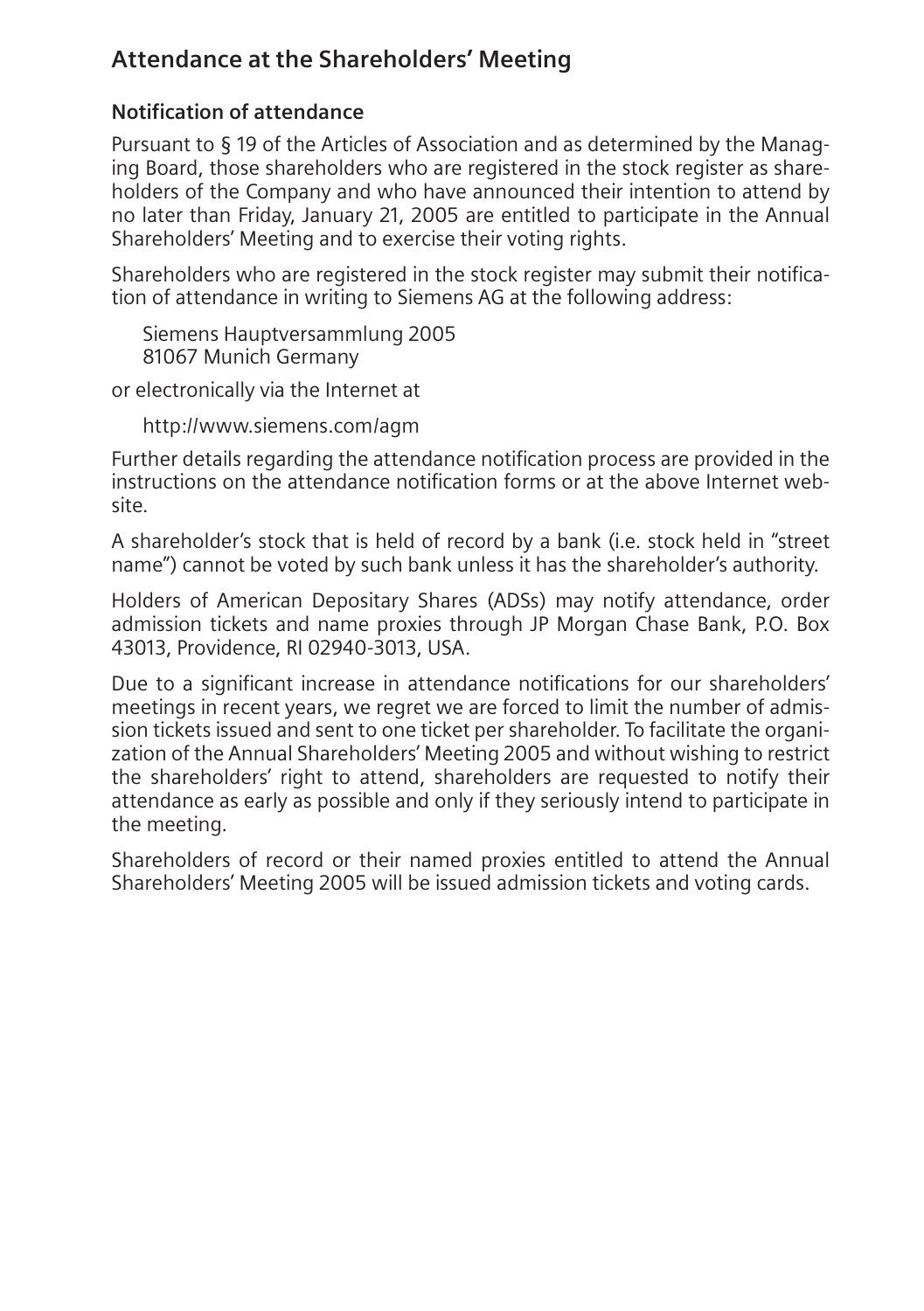## Attendance at the Shareholders' Meeting

### Notification of attendance

Pursuant to § 19 of the Articles of Association and as determined by the Managing Board, those shareholders who are registered in the stock register as shareholders of the Company and who have announced their intention to attend by no later than Friday, January 21, 2005 are entitled to participate in the Annual Shareholders' Meeting and to exercise their voting rights.

Shareholders who are registered in the stock register may submit their notification of attendance in writing to Siemens AG at the following address:

Siemens Hauptversammlung 2005
81067 Munich Germany

or electronically via the Internet at

http://www.siemens.com/agm

Further details regarding the attendance notification process are provided in the instructions on the attendance notification forms or at the above Internet website.

A shareholder's stock that is held of record by a bank (i.e. stock held in "street name") cannot be voted by such bank unless it has the shareholder's authority.

Holders of American Depositary Shares (ADSs) may notify attendance, order admission tickets and name proxies through JP Morgan Chase Bank, P.O. Box 43013, Providence, RI 02940-3013, USA.

Due to a significant increase in attendance notifications for our shareholders' meetings in recent years, we regret we are forced to limit the number of admission tickets issued and sent to one ticket per shareholder. To facilitate the organization of the Annual Shareholders' Meeting 2005 and without wishing to restrict the shareholders' right to attend, shareholders are requested to notify their attendance as early as possible and only if they seriously intend to participate in the meeting.

Shareholders of record or their named proxies entitled to attend the Annual Shareholders' Meeting 2005 will be issued admission tickets and voting cards.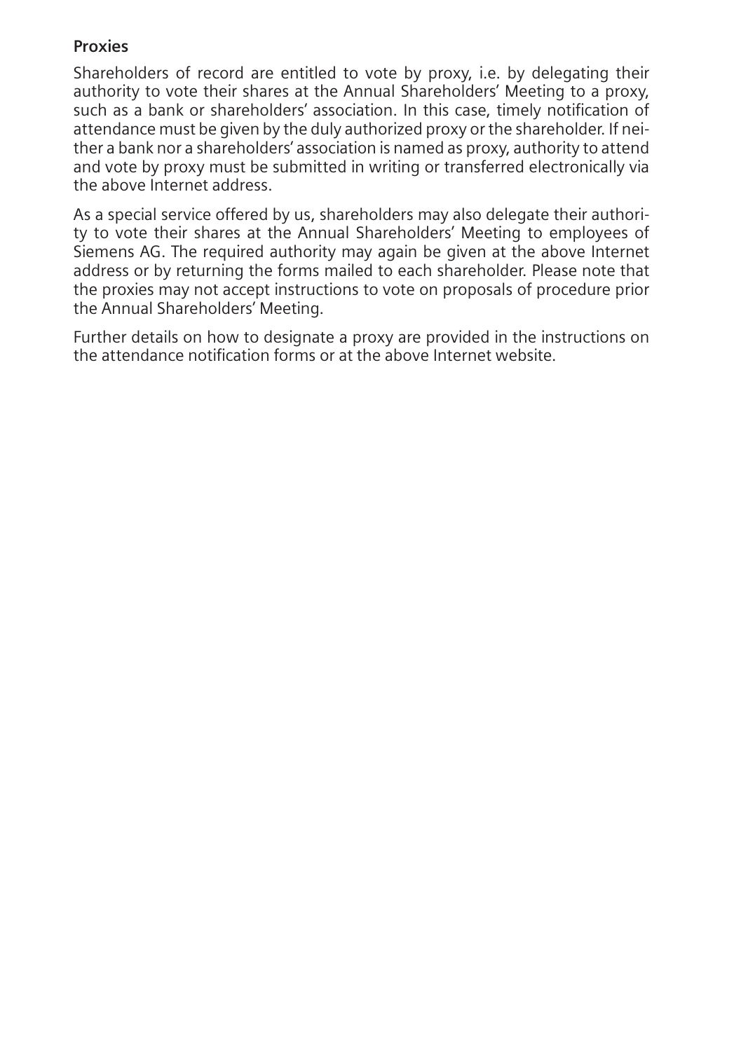**Proxies**

Shareholders of record are entitled to vote by proxy, i.e. by delegating their authority to vote their shares at the Annual Shareholders' Meeting to a proxy, such as a bank or shareholders' association. In this case, timely notification of attendance must be given by the duly authorized proxy or the shareholder. If neither a bank nor a shareholders' association is named as proxy, authority to attend and vote by proxy must be submitted in writing or transferred electronically via the above Internet address.

As a special service offered by us, shareholders may also delegate their authority to vote their shares at the Annual Shareholders' Meeting to employees of Siemens AG. The required authority may again be given at the above Internet address or by returning the forms mailed to each shareholder. Please note that the proxies may not accept instructions to vote on proposals of procedure prior the Annual Shareholders' Meeting.

Further details on how to designate a proxy are provided in the instructions on the attendance notification forms or at the above Internet website.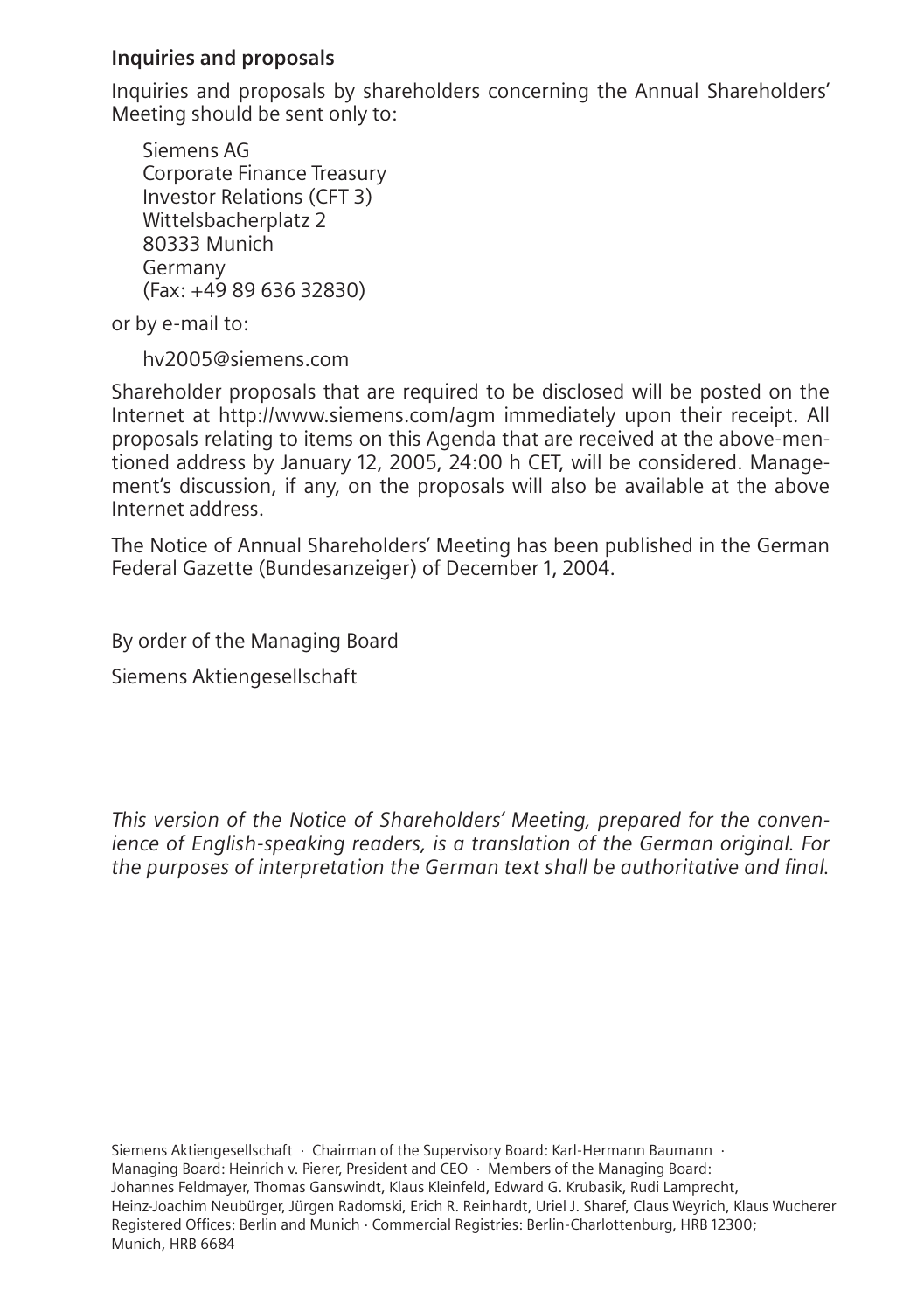### Inquiries and proposals

Inquiries and proposals by shareholders concerning the Annual Shareholders' Meeting should be sent only to:

Siemens AG
Corporate Finance Treasury
Investor Relations (CFT 3)
Wittelsbacherplatz 2
80333 Munich
Germany
(Fax: +49 89 636 32830)

or by e-mail to:

hv2005@siemens.com

Shareholder proposals that are required to be disclosed will be posted on the Internet at http://www.siemens.com/agm immediately upon their receipt. All proposals relating to items on this Agenda that are received at the above-mentioned address by January 12, 2005, 24:00 h CET, will be considered. Management's discussion, if any, on the proposals will also be available at the above Internet address.

The Notice of Annual Shareholders' Meeting has been published in the German Federal Gazette (Bundesanzeiger) of December 1, 2004.

By order of the Managing Board

Siemens Aktiengesellschaft

*This version of the Notice of Shareholders' Meeting, prepared for the convenience of English-speaking readers, is a translation of the German original. For the purposes of interpretation the German text shall be authoritative and final.*

Siemens Aktiengesellschaft · Chairman of the Supervisory Board: Karl-Hermann Baumann · Managing Board: Heinrich v. Pierer, President and CEO · Members of the Managing Board: Johannes Feldmayer, Thomas Ganswindt, Klaus Kleinfeld, Edward G. Krubasik, Rudi Lamprecht, Heinz-Joachim Neubürger, Jürgen Radomski, Erich R. Reinhardt, Uriel J. Sharef, Claus Weyrich, Klaus Wucherer
Registered Offices: Berlin and Munich · Commercial Registries: Berlin-Charlottenburg, HRB 12300; Munich, HRB 6684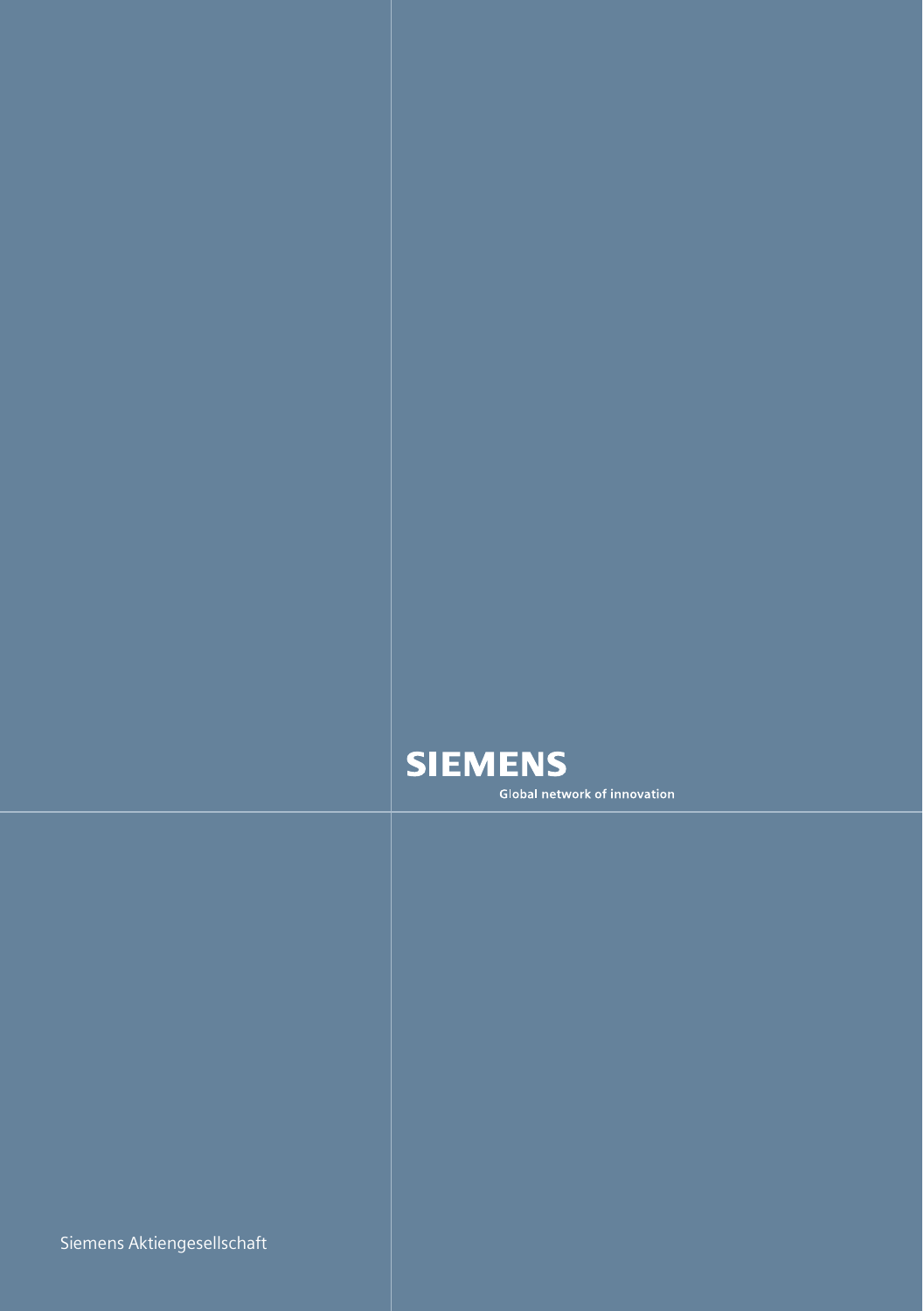**SIEMENS**

Global network of innovation

Siemens Aktiengesellschaft